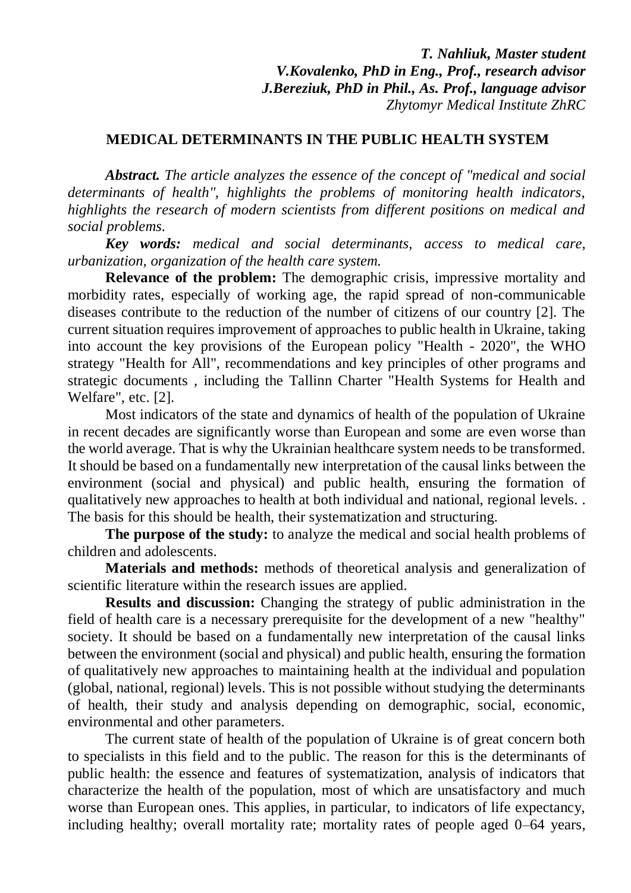***T. Nahliuk, Master student***
***V.Kovalenko, PhD in Eng., Prof., research advisor***
***J.Bereziuk, PhD in Phil., As. Prof., language advisor***
*Zhytomyr Medical Institute ZhRC*

# MEDICAL DETERMINANTS IN THE PUBLIC HEALTH SYSTEM

***Abstract.*** *The article analyzes the essence of the concept of "medical and social determinants of health", highlights the problems of monitoring health indicators, highlights the research of modern scientists from different positions on medical and social problems.*

***Key words:*** *medical and social determinants, access to medical care, urbanization, organization of the health care system.*

**Relevance of the problem:** The demographic crisis, impressive mortality and morbidity rates, especially of working age, the rapid spread of non-communicable diseases contribute to the reduction of the number of citizens of our country [2]. The current situation requires improvement of approaches to public health in Ukraine, taking into account the key provisions of the European policy "Health - 2020", the WHO strategy "Health for All", recommendations and key principles of other programs and strategic documents , including the Tallinn Charter "Health Systems for Health and Welfare", etc. [2].

Most indicators of the state and dynamics of health of the population of Ukraine in recent decades are significantly worse than European and some are even worse than the world average. That is why the Ukrainian healthcare system needs to be transformed. It should be based on a fundamentally new interpretation of the causal links between the environment (social and physical) and public health, ensuring the formation of qualitatively new approaches to health at both individual and national, regional levels. . The basis for this should be health, their systematization and structuring.

**The purpose of the study:** to analyze the medical and social health problems of children and adolescents.

**Materials and methods:** methods of theoretical analysis and generalization of scientific literature within the research issues are applied.

**Results and discussion:** Changing the strategy of public administration in the field of health care is a necessary prerequisite for the development of a new "healthy" society. It should be based on a fundamentally new interpretation of the causal links between the environment (social and physical) and public health, ensuring the formation of qualitatively new approaches to maintaining health at the individual and population (global, national, regional) levels. This is not possible without studying the determinants of health, their study and analysis depending on demographic, social, economic, environmental and other parameters.

The current state of health of the population of Ukraine is of great concern both to specialists in this field and to the public. The reason for this is the determinants of public health: the essence and features of systematization, analysis of indicators that characterize the health of the population, most of which are unsatisfactory and much worse than European ones. This applies, in particular, to indicators of life expectancy, including healthy; overall mortality rate; mortality rates of people aged 0–64 years,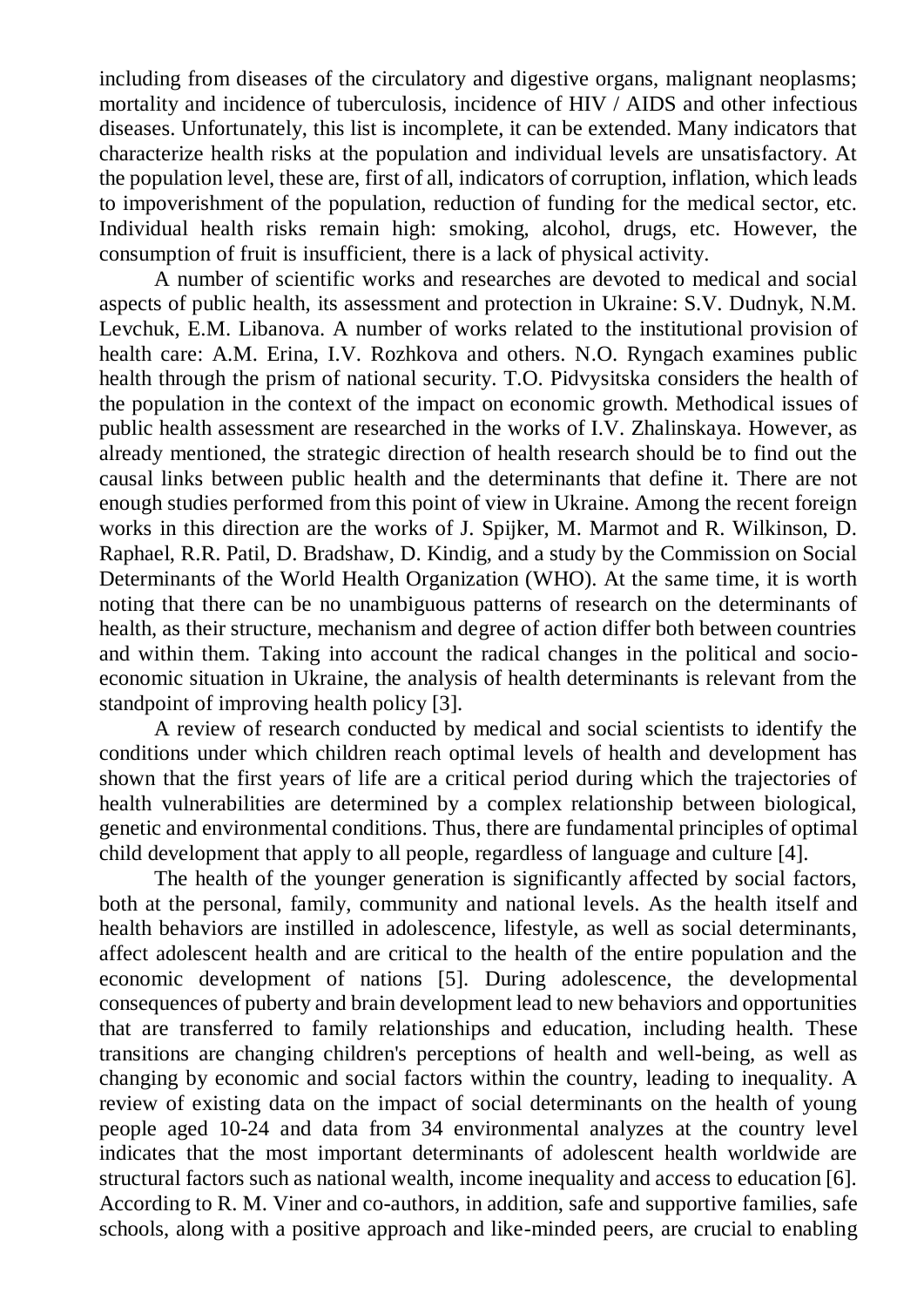including from diseases of the circulatory and digestive organs, malignant neoplasms; mortality and incidence of tuberculosis, incidence of HIV / AIDS and other infectious diseases. Unfortunately, this list is incomplete, it can be extended. Many indicators that characterize health risks at the population and individual levels are unsatisfactory. At the population level, these are, first of all, indicators of corruption, inflation, which leads to impoverishment of the population, reduction of funding for the medical sector, etc. Individual health risks remain high: smoking, alcohol, drugs, etc. However, the consumption of fruit is insufficient, there is a lack of physical activity.

A number of scientific works and researches are devoted to medical and social aspects of public health, its assessment and protection in Ukraine: S.V. Dudnyk, N.M. Levchuk, E.M. Libanova. A number of works related to the institutional provision of health care: A.M. Erina, I.V. Rozhkova and others. N.O. Ryngach examines public health through the prism of national security. T.O. Pidvysitska considers the health of the population in the context of the impact on economic growth. Methodical issues of public health assessment are researched in the works of I.V. Zhalinskaya. However, as already mentioned, the strategic direction of health research should be to find out the causal links between public health and the determinants that define it. There are not enough studies performed from this point of view in Ukraine. Among the recent foreign works in this direction are the works of J. Spijker, M. Marmot and R. Wilkinson, D. Raphael, R.R. Patil, D. Bradshaw, D. Kindig, and a study by the Commission on Social Determinants of the World Health Organization (WHO). At the same time, it is worth noting that there can be no unambiguous patterns of research on the determinants of health, as their structure, mechanism and degree of action differ both between countries and within them. Taking into account the radical changes in the political and socio-economic situation in Ukraine, the analysis of health determinants is relevant from the standpoint of improving health policy [3].

A review of research conducted by medical and social scientists to identify the conditions under which children reach optimal levels of health and development has shown that the first years of life are a critical period during which the trajectories of health vulnerabilities are determined by a complex relationship between biological, genetic and environmental conditions. Thus, there are fundamental principles of optimal child development that apply to all people, regardless of language and culture [4].

The health of the younger generation is significantly affected by social factors, both at the personal, family, community and national levels. As the health itself and health behaviors are instilled in adolescence, lifestyle, as well as social determinants, affect adolescent health and are critical to the health of the entire population and the economic development of nations [5]. During adolescence, the developmental consequences of puberty and brain development lead to new behaviors and opportunities that are transferred to family relationships and education, including health. These transitions are changing children's perceptions of health and well-being, as well as changing by economic and social factors within the country, leading to inequality. A review of existing data on the impact of social determinants on the health of young people aged 10-24 and data from 34 environmental analyzes at the country level indicates that the most important determinants of adolescent health worldwide are structural factors such as national wealth, income inequality and access to education [6]. According to R. M. Viner and co-authors, in addition, safe and supportive families, safe schools, along with a positive approach and like-minded peers, are crucial to enabling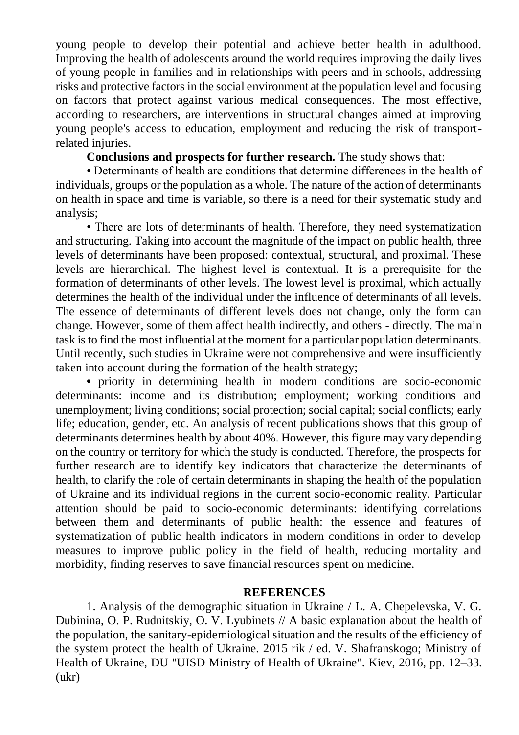young people to develop their potential and achieve better health in adulthood. Improving the health of adolescents around the world requires improving the daily lives of young people in families and in relationships with peers and in schools, addressing risks and protective factors in the social environment at the population level and focusing on factors that protect against various medical consequences. The most effective, according to researchers, are interventions in structural changes aimed at improving young people's access to education, employment and reducing the risk of transport-related injuries.

**Conclusions and prospects for further research.** The study shows that:

• Determinants of health are conditions that determine differences in the health of individuals, groups or the population as a whole. The nature of the action of determinants on health in space and time is variable, so there is a need for their systematic study and analysis;

• There are lots of determinants of health. Therefore, they need systematization and structuring. Taking into account the magnitude of the impact on public health, three levels of determinants have been proposed: contextual, structural, and proximal. These levels are hierarchical. The highest level is contextual. It is a prerequisite for the formation of determinants of other levels. The lowest level is proximal, which actually determines the health of the individual under the influence of determinants of all levels. The essence of determinants of different levels does not change, only the form can change. However, some of them affect health indirectly, and others - directly. The main task is to find the most influential at the moment for a particular population determinants. Until recently, such studies in Ukraine were not comprehensive and were insufficiently taken into account during the formation of the health strategy;

• priority in determining health in modern conditions are socio-economic determinants: income and its distribution; employment; working conditions and unemployment; living conditions; social protection; social capital; social conflicts; early life; education, gender, etc. An analysis of recent publications shows that this group of determinants determines health by about 40%. However, this figure may vary depending on the country or territory for which the study is conducted. Therefore, the prospects for further research are to identify key indicators that characterize the determinants of health, to clarify the role of certain determinants in shaping the health of the population of Ukraine and its individual regions in the current socio-economic reality. Particular attention should be paid to socio-economic determinants: identifying correlations between them and determinants of public health: the essence and features of systematization of public health indicators in modern conditions in order to develop measures to improve public policy in the field of health, reducing mortality and morbidity, finding reserves to save financial resources spent on medicine.

## REFERENCES

1. Analysis of the demographic situation in Ukraine / L. A. Chepelevska, V. G. Dubinina, O. P. Rudnitskiy, O. V. Lyubinets // A basic explanation about the health of the population, the sanitary-epidemiological situation and the results of the efficiency of the system protect the health of Ukraine. 2015 rik / ed. V. Shafranskogo; Ministry of Health of Ukraine, DU "UISD Ministry of Health of Ukraine". Kiev, 2016, pp. 12–33. (ukr)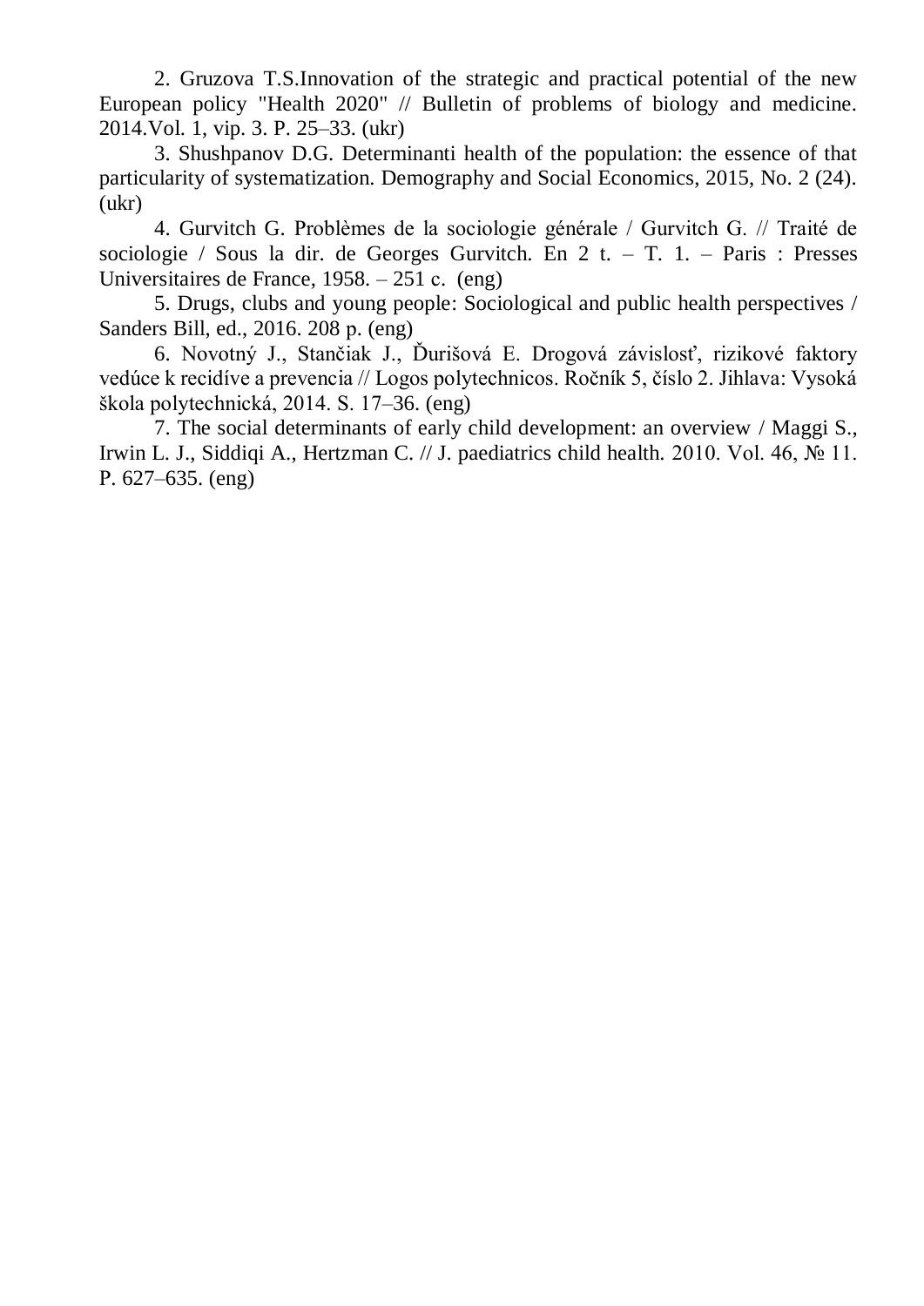2. Gruzova T.S.Innovation of the strategic and practical potential of the new European policy "Health 2020" // Bulletin of problems of biology and medicine. 2014.Vol. 1, vip. 3. P. 25–33. (ukr)

3. Shushpanov D.G. Determinanti health of the population: the essence of that particularity of systematization. Demography and Social Economics, 2015, No. 2 (24). (ukr)

4. Gurvitch G. Problèmes de la sociologie générale / Gurvitch G. // Traité de sociologie / Sous la dir. de Georges Gurvitch. En 2 t. – T. 1. – Paris : Presses Universitaires de France, 1958. – 251 c. (eng)

5. Drugs, clubs and young people: Sociological and public health perspectives / Sanders Bill, ed., 2016. 208 p. (eng)

6. Novotný J., Stančiak J., Ďurišová E. Drogová závislosť, rizikové faktory vedúce k recidíve a prevencia // Logos polytechnicos. Ročník 5, číslo 2. Jihlava: Vysoká škola polytechnická, 2014. S. 17–36. (eng)

7. The social determinants of early child development: an overview / Maggi S., Irwin L. J., Siddiqi A., Hertzman C. // J. paediatrics child health. 2010. Vol. 46, № 11. P. 627–635. (eng)